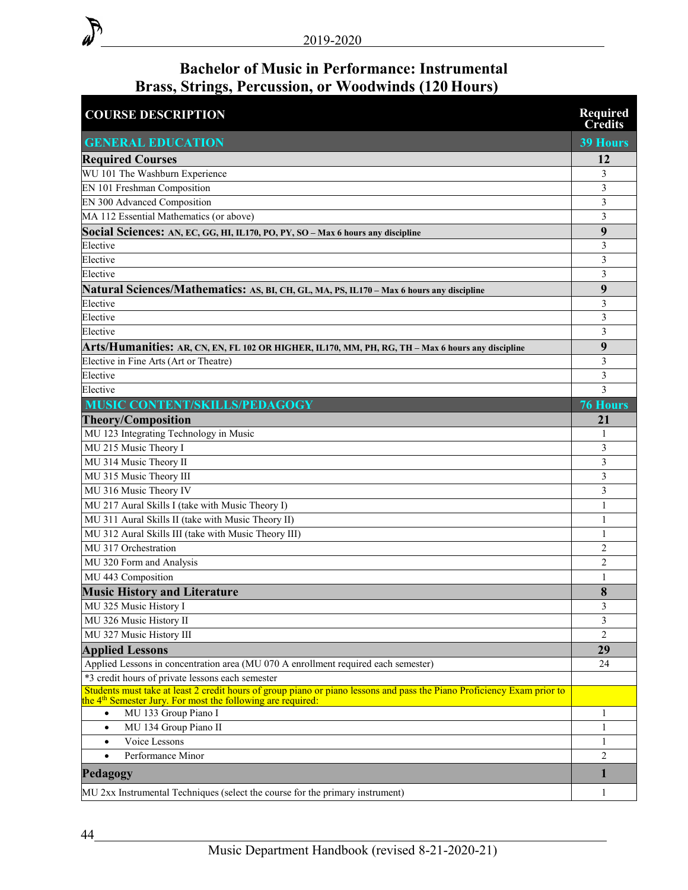# Bachelor of Music in Performance: Instrumental
## Brass, Strings, Percussion, or Woodwinds (120 Hours)

| COURSE DESCRIPTION | Required Credits |
|---|---|
| **GENERAL EDUCATION** | **39 Hours** |
| **Required Courses** | **12** |
| WU 101 The Washburn Experience | 3 |
| EN 101 Freshman Composition | 3 |
| EN 300 Advanced Composition | 3 |
| MA 112 Essential Mathematics (or above) | 3 |
| **Social Sciences: AN, EC, GG, HI, IL170, PO, PY, SO – Max 6 hours any discipline** | **9** |
| Elective | 3 |
| Elective | 3 |
| Elective | 3 |
| **Natural Sciences/Mathematics: AS, BI, CH, GL, MA, PS, IL170 – Max 6 hours any discipline** | **9** |
| Elective | 3 |
| Elective | 3 |
| Elective | 3 |
| **Arts/Humanities: AR, CN, EN, FL 102 OR HIGHER, IL170, MM, PH, RG, TH – Max 6 hours any discipline** | **9** |
| Elective in Fine Arts (Art or Theatre) | 3 |
| Elective | 3 |
| Elective | 3 |
| **MUSIC CONTENT/SKILLS/PEDAGOGY** | **76 Hours** |
| **Theory/Composition** | **21** |
| MU 123 Integrating Technology in Music | 1 |
| MU 215 Music Theory I | 3 |
| MU 314 Music Theory II | 3 |
| MU 315 Music Theory III | 3 |
| MU 316 Music Theory IV | 3 |
| MU 217 Aural Skills I (take with Music Theory I) | 1 |
| MU 311 Aural Skills II (take with Music Theory II) | 1 |
| MU 312 Aural Skills III (take with Music Theory III) | 1 |
| MU 317 Orchestration | 2 |
| MU 320 Form and Analysis | 2 |
| MU 443 Composition | 1 |
| **Music History and Literature** | **8** |
| MU 325 Music History I | 3 |
| MU 326 Music History II | 3 |
| MU 327 Music History III | 2 |
| **Applied Lessons** | **29** |
| Applied Lessons in concentration area (MU 070 A enrollment required each semester) | 24 |
| *3 credit hours of private lessons each semester | |
| Students must take at least 2 credit hours of group piano or piano lessons and pass the Piano Proficiency Exam prior to the 4th Semester Jury. For most the following are required: | |
| • MU 133 Group Piano I | 1 |
| • MU 134 Group Piano II | 1 |
| • Voice Lessons | 1 |
| • Performance Minor | 2 |
| **Pedagogy** | **1** |
| MU 2xx Instrumental Techniques (select the course for the primary instrument) | 1 |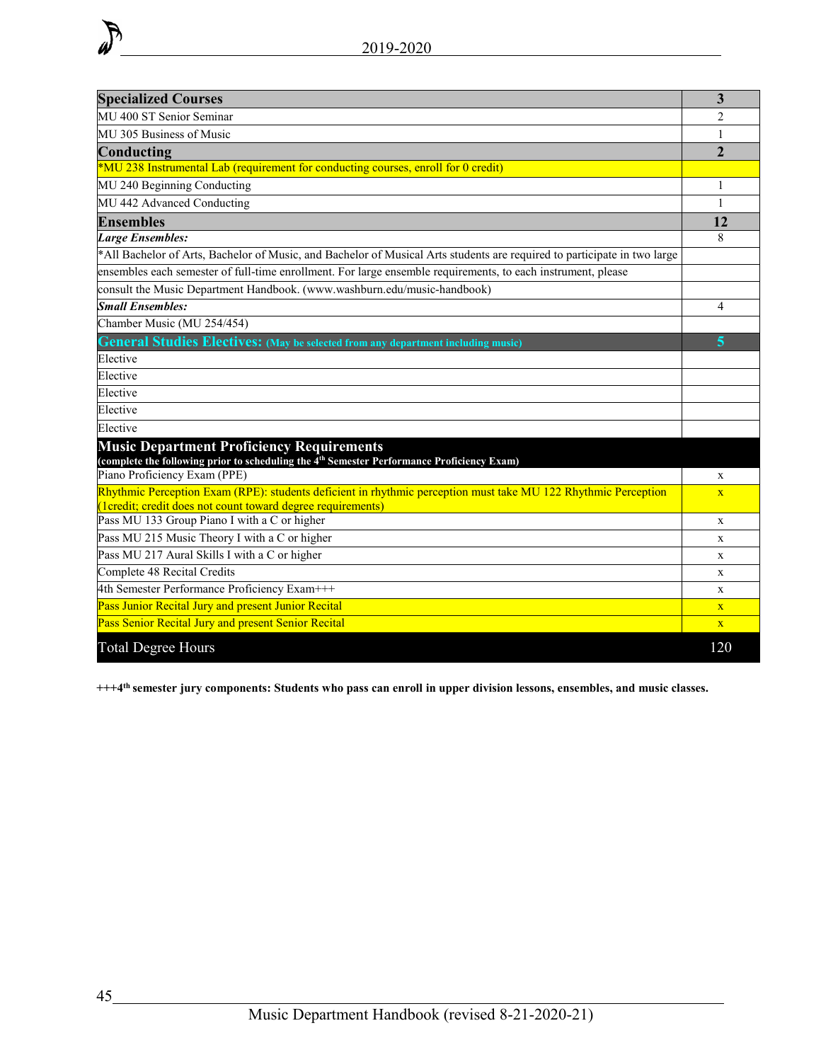| Specialized Courses | 3 |
|---|---|
| MU 400 ST Senior Seminar | 2 |
| MU 305 Business of Music | 1 |
| **Conducting** | **2** |
| *MU 238 Instrumental Lab (requirement for conducting courses, enroll for 0 credit) | |
| MU 240 Beginning Conducting | 1 |
| MU 442 Advanced Conducting | 1 |
| **Ensembles** | **12** |
| ***Large Ensembles:*** | 8 |
| *All Bachelor of Arts, Bachelor of Music, and Bachelor of Musical Arts students are required to participate in two large ensembles each semester of full-time enrollment. For large ensemble requirements, to each instrument, please consult the Music Department Handbook. (www.washburn.edu/music-handbook) | |
| ***Small Ensembles:*** | 4 |
| Chamber Music (MU 254/454) | |
| **General Studies Electives:** **(May be selected from any department including music)** | **5** |
| Elective | |
| Elective | |
| Elective | |
| Elective | |
| Elective | |
| **Music Department Proficiency Requirements** **(complete the following prior to scheduling the 4th Semester Performance Proficiency Exam)** | |
| Piano Proficiency Exam (PPE) | x |
| Rhythmic Perception Exam (RPE): students deficient in rhythmic perception must take MU 122 Rhythmic Perception (1credit; credit does not count toward degree requirements) | x |
| Pass MU 133 Group Piano I with a C or higher | x |
| Pass MU 215 Music Theory I with a C or higher | x |
| Pass MU 217 Aural Skills I with a C or higher | x |
| Complete 48 Recital Credits | x |
| 4th Semester Performance Proficiency Exam+++ | x |
| Pass Junior Recital Jury and present Junior Recital | x |
| Pass Senior Recital Jury and present Senior Recital | x |
| Total Degree Hours | 120 |

**+++4th semester jury components: Students who pass can enroll in upper division lessons, ensembles, and music classes.**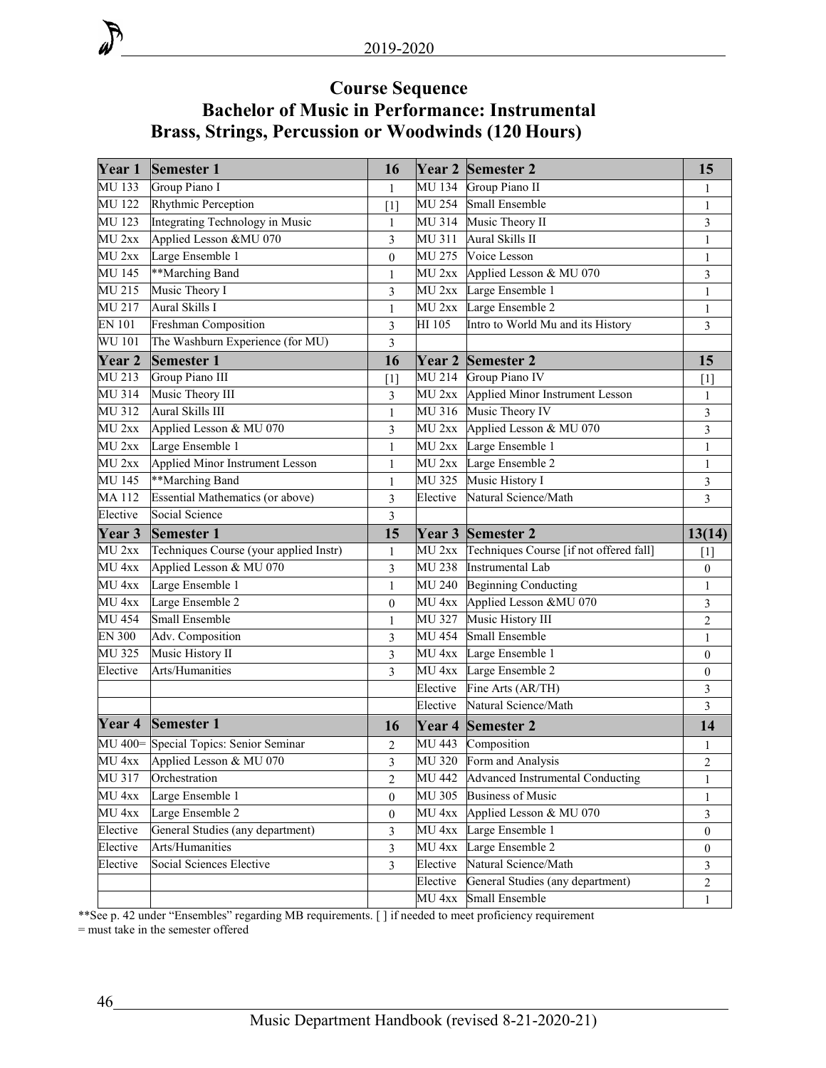# Course Sequence

## Bachelor of Music in Performance: Instrumental

### Brass, Strings, Percussion or Woodwinds (120 Hours)

| Year 1 | Semester 1 | 16 | Year 2 | Semester 2 | 15 |
|---|---|---|---|---|---|
| MU 133 | Group Piano I | 1 | MU 134 | Group Piano II | 1 |
| MU 122 | Rhythmic Perception | [1] | MU 254 | Small Ensemble | 1 |
| MU 123 | Integrating Technology in Music | 1 | MU 314 | Music Theory II | 3 |
| MU 2xx | Applied Lesson &MU 070 | 3 | MU 311 | Aural Skills II | 1 |
| MU 2xx | Large Ensemble 1 | 0 | MU 275 | Voice Lesson | 1 |
| MU 145 | **Marching Band | 1 | MU 2xx | Applied Lesson & MU 070 | 3 |
| MU 215 | Music Theory I | 3 | MU 2xx | Large Ensemble 1 | 1 |
| MU 217 | Aural Skills I | 1 | MU 2xx | Large Ensemble 2 | 1 |
| EN 101 | Freshman Composition | 3 | HI 105 | Intro to World Mu and its History | 3 |
| WU 101 | The Washburn Experience (for MU) | 3 | | | |
| **Year 2** | **Semester 1** | **16** | **Year 2** | **Semester 2** | **15** |
| MU 213 | Group Piano III | [1] | MU 214 | Group Piano IV | [1] |
| MU 314 | Music Theory III | 3 | MU 2xx | Applied Minor Instrument Lesson | 1 |
| MU 312 | Aural Skills III | 1 | MU 316 | Music Theory IV | 3 |
| MU 2xx | Applied Lesson & MU 070 | 3 | MU 2xx | Applied Lesson & MU 070 | 3 |
| MU 2xx | Large Ensemble 1 | 1 | MU 2xx | Large Ensemble 1 | 1 |
| MU 2xx | Applied Minor Instrument Lesson | 1 | MU 2xx | Large Ensemble 2 | 1 |
| MU 145 | **Marching Band | 1 | MU 325 | Music History I | 3 |
| MA 112 | Essential Mathematics (or above) | 3 | Elective | Natural Science/Math | 3 |
| Elective | Social Science | 3 | | | |
| **Year 3** | **Semester 1** | **15** | **Year 3** | **Semester 2** | **13(14)** |
| MU 2xx | Techniques Course (your applied Instr) | 1 | MU 2xx | Techniques Course [if not offered fall] | [1] |
| MU 4xx | Applied Lesson & MU 070 | 3 | MU 238 | Instrumental Lab | 0 |
| MU 4xx | Large Ensemble 1 | 1 | MU 240 | Beginning Conducting | 1 |
| MU 4xx | Large Ensemble 2 | 0 | MU 4xx | Applied Lesson &MU 070 | 3 |
| MU 454 | Small Ensemble | 1 | MU 327 | Music History III | 2 |
| EN 300 | Adv. Composition | 3 | MU 454 | Small Ensemble | 1 |
| MU 325 | Music History II | 3 | MU 4xx | Large Ensemble 1 | 0 |
| Elective | Arts/Humanities | 3 | MU 4xx | Large Ensemble 2 | 0 |
| | | | Elective | Fine Arts (AR/TH) | 3 |
| | | | Elective | Natural Science/Math | 3 |
| **Year 4** | **Semester 1** | **16** | **Year 4** | **Semester 2** | **14** |
| MU 400= | Special Topics: Senior Seminar | 2 | MU 443 | Composition | 1 |
| MU 4xx | Applied Lesson & MU 070 | 3 | MU 320 | Form and Analysis | 2 |
| MU 317 | Orchestration | 2 | MU 442 | Advanced Instrumental Conducting | 1 |
| MU 4xx | Large Ensemble 1 | 0 | MU 305 | Business of Music | 1 |
| MU 4xx | Large Ensemble 2 | 0 | MU 4xx | Applied Lesson & MU 070 | 3 |
| Elective | General Studies (any department) | 3 | MU 4xx | Large Ensemble 1 | 0 |
| Elective | Arts/Humanities | 3 | MU 4xx | Large Ensemble 2 | 0 |
| Elective | Social Sciences Elective | 3 | Elective | Natural Science/Math | 3 |
| | | | Elective | General Studies (any department) | 2 |
| | | | MU 4xx | Small Ensemble | 1 |

**See p. 42 under "Ensembles" regarding MB requirements. [ ] if needed to meet proficiency requirement
= must take in the semester offered